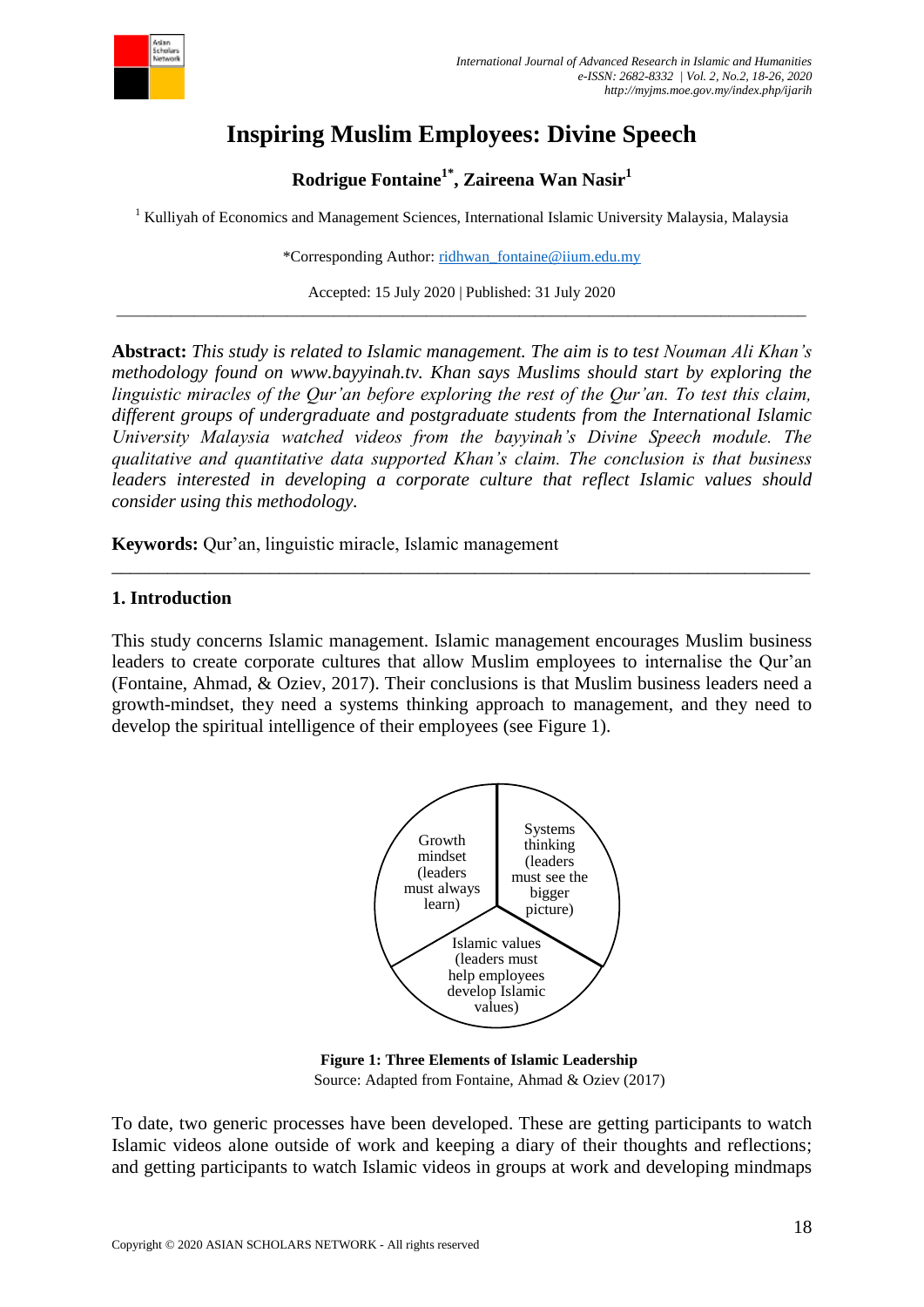# Inspiring Muslim Employees: Divine Speech

**Rodrigue Fontaine[1*], Zaireena Wan Nasir[1]**

[1] Kulliyah of Economics and Management Sciences, International Islamic University Malaysia, Malaysia

*Corresponding Author: ridhwan_fontaine@iium.edu.my

Accepted: 15 July 2020 | Published: 31 July 2020

---

**Abstract:** *This study is related to Islamic management. The aim is to test Nouman Ali Khan's methodology found on www.bayyinah.tv. Khan says Muslims should start by exploring the linguistic miracles of the Qur'an before exploring the rest of the Qur'an. To test this claim, different groups of undergraduate and postgraduate students from the International Islamic University Malaysia watched videos from the bayyinah's Divine Speech module. The qualitative and quantitative data supported Khan's claim. The conclusion is that business leaders interested in developing a corporate culture that reflect Islamic values should consider using this methodology.*

**Keywords:** Qur'an, linguistic miracle, Islamic management

---

## 1. Introduction

This study concerns Islamic management. Islamic management encourages Muslim business leaders to create corporate cultures that allow Muslim employees to internalise the Qur'an (Fontaine, Ahmad, & Oziev, 2017). Their conclusions is that Muslim business leaders need a growth-mindset, they need a systems thinking approach to management, and they need to develop the spiritual intelligence of their employees (see Figure 1).

Growth mindset (leaders must always learn) | Systems thinking (leaders must see the bigger picture) | Islamic values (leaders must help employees develop Islamic values)

**Figure 1: Three Elements of Islamic Leadership**
Source: Adapted from Fontaine, Ahmad & Oziev (2017)

To date, two generic processes have been developed. These are getting participants to watch Islamic videos alone outside of work and keeping a diary of their thoughts and reflections; and getting participants to watch Islamic videos in groups at work and developing mindmaps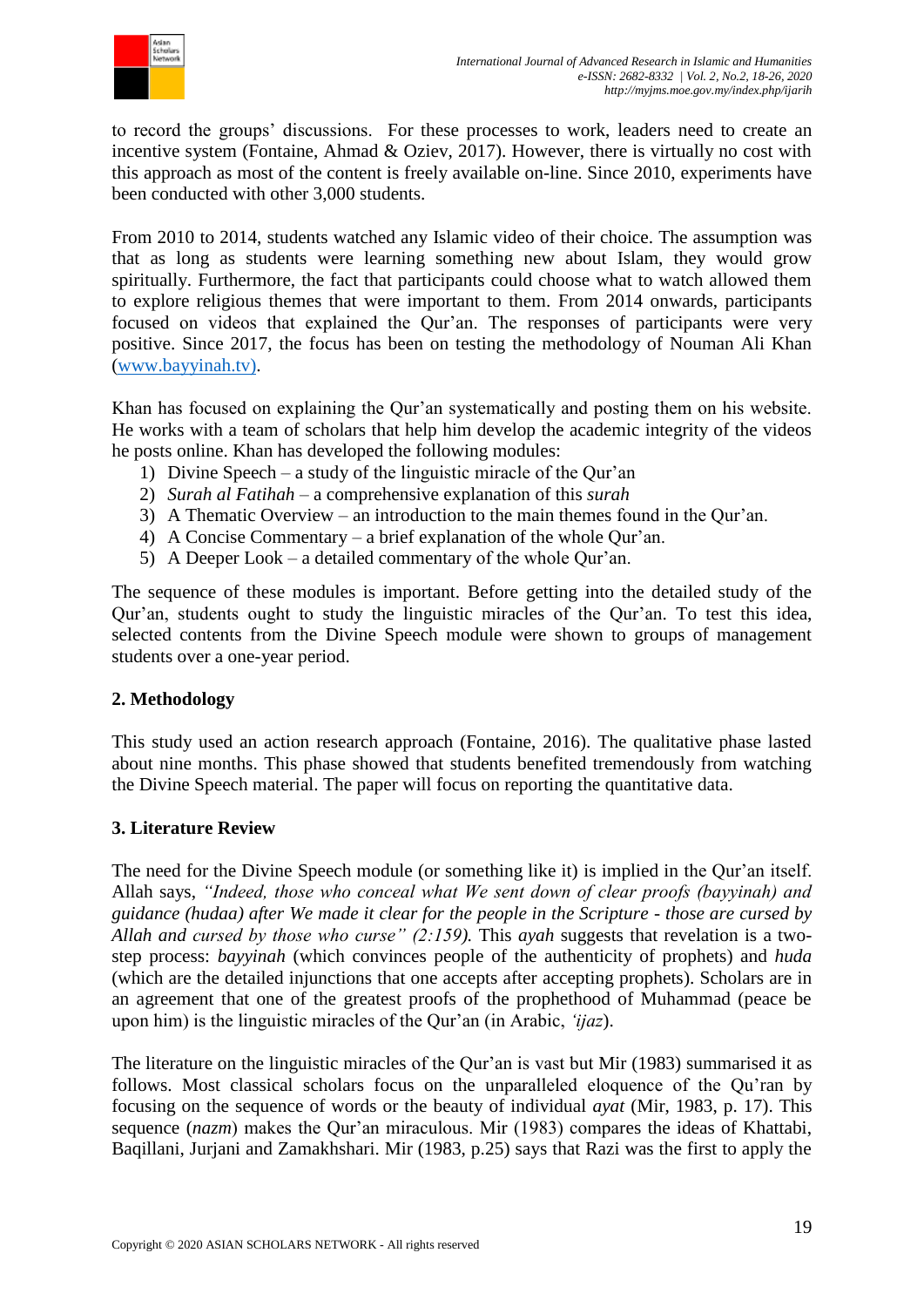to record the groups' discussions. For these processes to work, leaders need to create an incentive system (Fontaine, Ahmad & Oziev, 2017). However, there is virtually no cost with this approach as most of the content is freely available on-line. Since 2010, experiments have been conducted with other 3,000 students.

From 2010 to 2014, students watched any Islamic video of their choice. The assumption was that as long as students were learning something new about Islam, they would grow spiritually. Furthermore, the fact that participants could choose what to watch allowed them to explore religious themes that were important to them. From 2014 onwards, participants focused on videos that explained the Qur'an. The responses of participants were very positive. Since 2017, the focus has been on testing the methodology of Nouman Ali Khan (www.bayyinah.tv).

Khan has focused on explaining the Qur'an systematically and posting them on his website. He works with a team of scholars that help him develop the academic integrity of the videos he posts online. Khan has developed the following modules:

1) Divine Speech – a study of the linguistic miracle of the Qur'an
2) *Surah al Fatihah* – a comprehensive explanation of this *surah*
3) A Thematic Overview – an introduction to the main themes found in the Qur'an.
4) A Concise Commentary – a brief explanation of the whole Qur'an.
5) A Deeper Look – a detailed commentary of the whole Qur'an.

The sequence of these modules is important. Before getting into the detailed study of the Qur'an, students ought to study the linguistic miracles of the Qur'an. To test this idea, selected contents from the Divine Speech module were shown to groups of management students over a one-year period.

## 2. Methodology

This study used an action research approach (Fontaine, 2016). The qualitative phase lasted about nine months. This phase showed that students benefited tremendously from watching the Divine Speech material. The paper will focus on reporting the quantitative data.

## 3. Literature Review

The need for the Divine Speech module (or something like it) is implied in the Qur'an itself. Allah says, *"Indeed, those who conceal what We sent down of clear proofs (bayyinah) and guidance (hudaa) after We made it clear for the people in the Scripture - those are cursed by Allah and cursed by those who curse" (2:159).* This *ayah* suggests that revelation is a two-step process: *bayyinah* (which convinces people of the authenticity of prophets) and *huda* (which are the detailed injunctions that one accepts after accepting prophets). Scholars are in an agreement that one of the greatest proofs of the prophethood of Muhammad (peace be upon him) is the linguistic miracles of the Qur'an (in Arabic, *'ijaz*).

The literature on the linguistic miracles of the Qur'an is vast but Mir (1983) summarised it as follows. Most classical scholars focus on the unparalleled eloquence of the Qu'ran by focusing on the sequence of words or the beauty of individual *ayat* (Mir, 1983, p. 17). This sequence (*nazm*) makes the Qur'an miraculous. Mir (1983) compares the ideas of Khattabi, Baqillani, Jurjani and Zamakhshari. Mir (1983, p.25) says that Razi was the first to apply the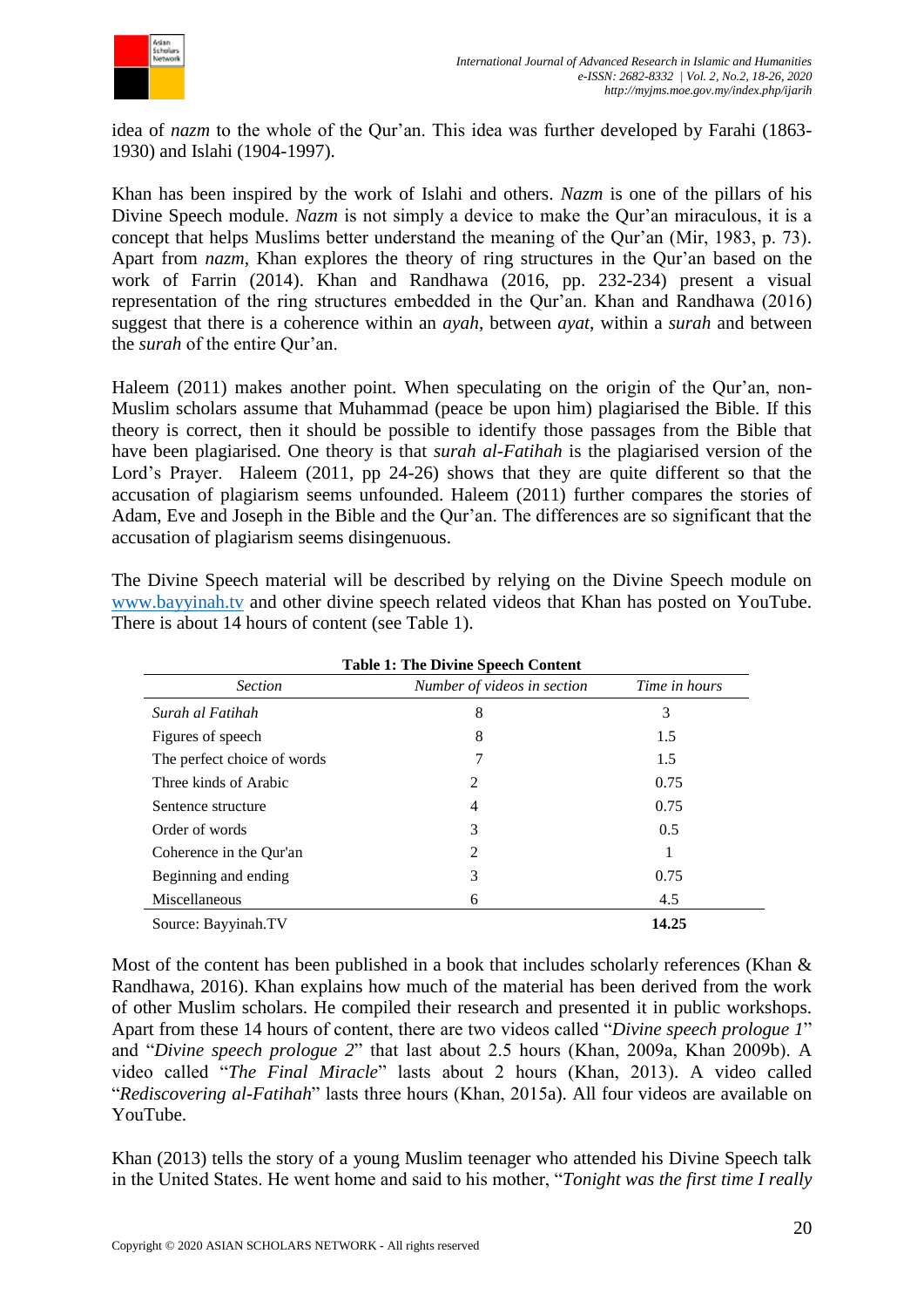idea of *nazm* to the whole of the Qur'an. This idea was further developed by Farahi (1863-1930) and Islahi (1904-1997).

Khan has been inspired by the work of Islahi and others. *Nazm* is one of the pillars of his Divine Speech module. *Nazm* is not simply a device to make the Qur'an miraculous, it is a concept that helps Muslims better understand the meaning of the Qur'an (Mir, 1983, p. 73). Apart from *nazm*, Khan explores the theory of ring structures in the Qur'an based on the work of Farrin (2014). Khan and Randhawa (2016, pp. 232-234) present a visual representation of the ring structures embedded in the Qur'an. Khan and Randhawa (2016) suggest that there is a coherence within an *ayah*, between *ayat*, within a *surah* and between the *surah* of the entire Qur'an.

Haleem (2011) makes another point. When speculating on the origin of the Qur'an, non-Muslim scholars assume that Muhammad (peace be upon him) plagiarised the Bible. If this theory is correct, then it should be possible to identify those passages from the Bible that have been plagiarised. One theory is that *surah al-Fatihah* is the plagiarised version of the Lord's Prayer. Haleem (2011, pp 24-26) shows that they are quite different so that the accusation of plagiarism seems unfounded. Haleem (2011) further compares the stories of Adam, Eve and Joseph in the Bible and the Qur'an. The differences are so significant that the accusation of plagiarism seems disingenuous.

The Divine Speech material will be described by relying on the Divine Speech module on www.bayyinah.tv and other divine speech related videos that Khan has posted on YouTube. There is about 14 hours of content (see Table 1).

**Table 1: The Divine Speech Content**

| *Section* | *Number of videos in section* | *Time in hours* |
|---|---|---|
| *Surah al Fatihah* | 8 | 3 |
| Figures of speech | 8 | 1.5 |
| The perfect choice of words | 7 | 1.5 |
| Three kinds of Arabic | 2 | 0.75 |
| Sentence structure | 4 | 0.75 |
| Order of words | 3 | 0.5 |
| Coherence in the Qur'an | 2 | 1 |
| Beginning and ending | 3 | 0.75 |
| Miscellaneous | 6 | 4.5 |
| Source: Bayyinah.TV | | **14.25** |

Most of the content has been published in a book that includes scholarly references (Khan & Randhawa, 2016). Khan explains how much of the material has been derived from the work of other Muslim scholars. He compiled their research and presented it in public workshops. Apart from these 14 hours of content, there are two videos called "*Divine speech prologue 1*" and "*Divine speech prologue 2*" that last about 2.5 hours (Khan, 2009a, Khan 2009b). A video called "*The Final Miracle*" lasts about 2 hours (Khan, 2013). A video called "*Rediscovering al-Fatihah*" lasts three hours (Khan, 2015a). All four videos are available on YouTube.

Khan (2013) tells the story of a young Muslim teenager who attended his Divine Speech talk in the United States. He went home and said to his mother, "*Tonight was the first time I really*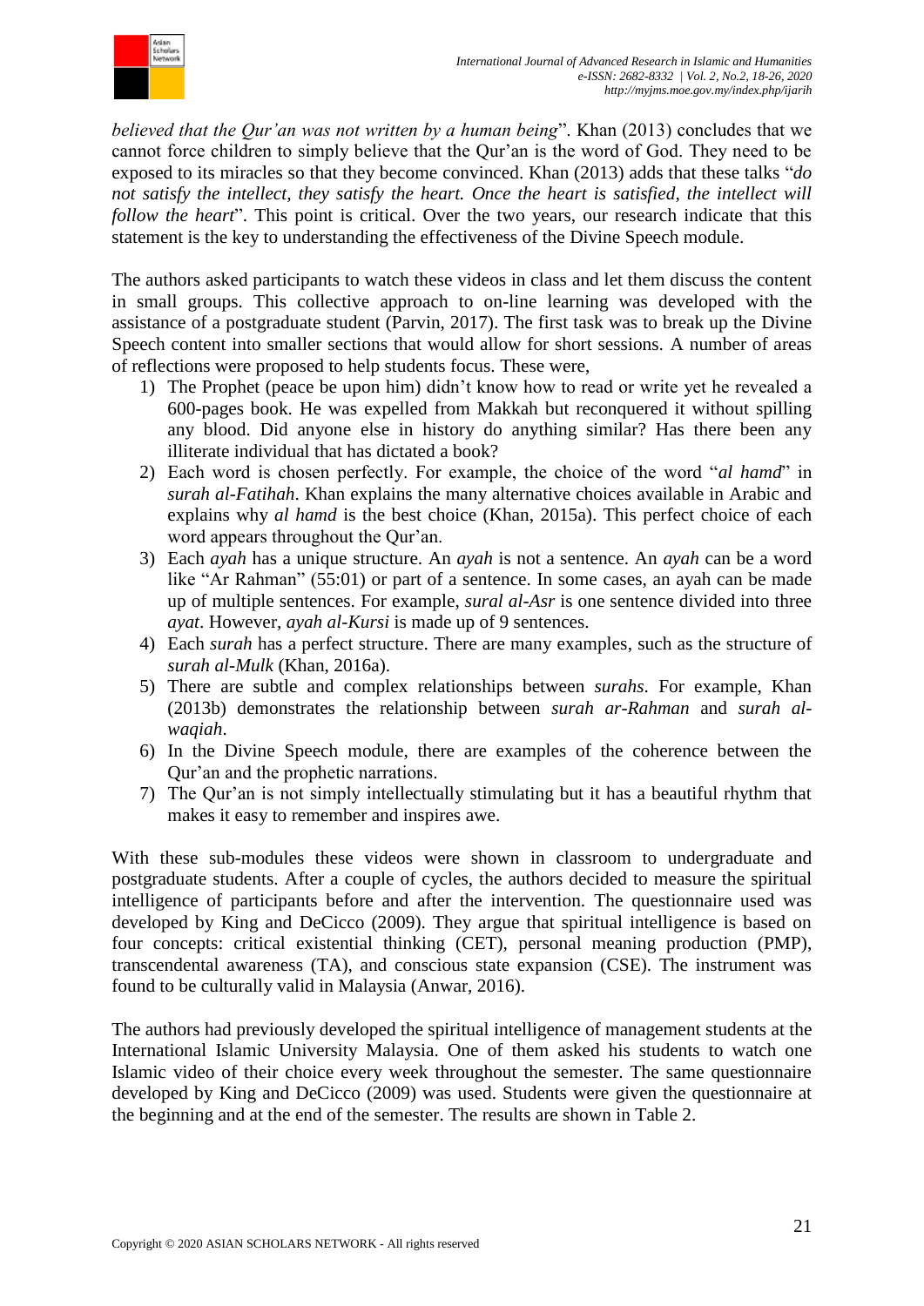*believed that the Qur'an was not written by a human being*". Khan (2013) concludes that we cannot force children to simply believe that the Qur'an is the word of God. They need to be exposed to its miracles so that they become convinced. Khan (2013) adds that these talks "*do not satisfy the intellect, they satisfy the heart. Once the heart is satisfied, the intellect will follow the heart*". This point is critical. Over the two years, our research indicate that this statement is the key to understanding the effectiveness of the Divine Speech module.

The authors asked participants to watch these videos in class and let them discuss the content in small groups. This collective approach to on-line learning was developed with the assistance of a postgraduate student (Parvin, 2017). The first task was to break up the Divine Speech content into smaller sections that would allow for short sessions. A number of areas of reflections were proposed to help students focus. These were,

1) The Prophet (peace be upon him) didn't know how to read or write yet he revealed a 600-pages book. He was expelled from Makkah but reconquered it without spilling any blood. Did anyone else in history do anything similar? Has there been any illiterate individual that has dictated a book?
2) Each word is chosen perfectly. For example, the choice of the word "*al hamd*" in *surah al-Fatihah*. Khan explains the many alternative choices available in Arabic and explains why *al hamd* is the best choice (Khan, 2015a). This perfect choice of each word appears throughout the Qur'an.
3) Each *ayah* has a unique structure. An *ayah* is not a sentence. An *ayah* can be a word like "Ar Rahman" (55:01) or part of a sentence. In some cases, an ayah can be made up of multiple sentences. For example, *sural al-Asr* is one sentence divided into three *ayat*. However, *ayah al-Kursi* is made up of 9 sentences.
4) Each *surah* has a perfect structure. There are many examples, such as the structure of *surah al-Mulk* (Khan, 2016a).
5) There are subtle and complex relationships between *surahs*. For example, Khan (2013b) demonstrates the relationship between *surah ar-Rahman* and *surah al-waqiah*.
6) In the Divine Speech module, there are examples of the coherence between the Qur'an and the prophetic narrations.
7) The Qur'an is not simply intellectually stimulating but it has a beautiful rhythm that makes it easy to remember and inspires awe.

With these sub-modules these videos were shown in classroom to undergraduate and postgraduate students. After a couple of cycles, the authors decided to measure the spiritual intelligence of participants before and after the intervention. The questionnaire used was developed by King and DeCicco (2009). They argue that spiritual intelligence is based on four concepts: critical existential thinking (CET), personal meaning production (PMP), transcendental awareness (TA), and conscious state expansion (CSE). The instrument was found to be culturally valid in Malaysia (Anwar, 2016).

The authors had previously developed the spiritual intelligence of management students at the International Islamic University Malaysia. One of them asked his students to watch one Islamic video of their choice every week throughout the semester. The same questionnaire developed by King and DeCicco (2009) was used. Students were given the questionnaire at the beginning and at the end of the semester. The results are shown in Table 2.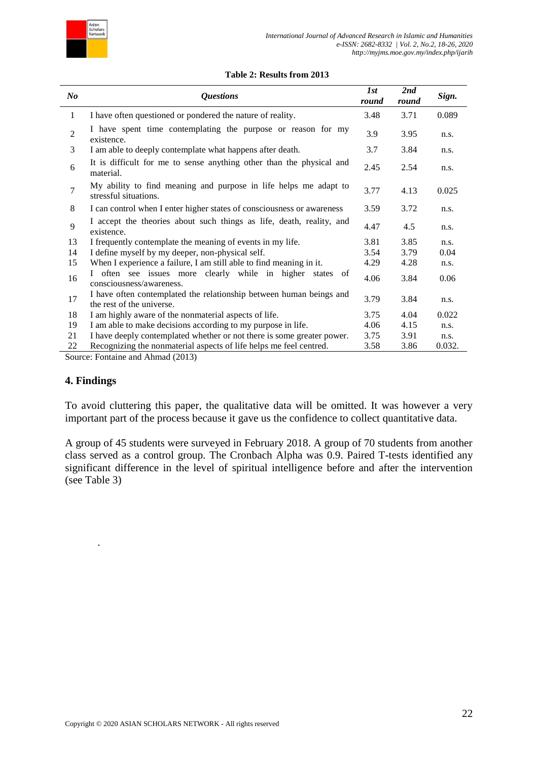**Table 2: Results from 2013**

| *No* | *Questions* | *1st round* | *2nd round* | *Sign.* |
|---|---|---|---|---|
| 1 | I have often questioned or pondered the nature of reality. | 3.48 | 3.71 | 0.089 |
| 2 | I have spent time contemplating the purpose or reason for my existence. | 3.9 | 3.95 | n.s. |
| 3 | I am able to deeply contemplate what happens after death. | 3.7 | 3.84 | n.s. |
| 6 | It is difficult for me to sense anything other than the physical and material. | 2.45 | 2.54 | n.s. |
| 7 | My ability to find meaning and purpose in life helps me adapt to stressful situations. | 3.77 | 4.13 | 0.025 |
| 8 | I can control when I enter higher states of consciousness or awareness | 3.59 | 3.72 | n.s. |
| 9 | I accept the theories about such things as life, death, reality, and existence. | 4.47 | 4.5 | n.s. |
| 13 | I frequently contemplate the meaning of events in my life. | 3.81 | 3.85 | n.s. |
| 14 | I define myself by my deeper, non-physical self. | 3.54 | 3.79 | 0.04 |
| 15 | When I experience a failure, I am still able to find meaning in it. | 4.29 | 4.28 | n.s. |
| 16 | I often see issues more clearly while in higher states of consciousness/awareness. | 4.06 | 3.84 | 0.06 |
| 17 | I have often contemplated the relationship between human beings and the rest of the universe. | 3.79 | 3.84 | n.s. |
| 18 | I am highly aware of the nonmaterial aspects of life. | 3.75 | 4.04 | 0.022 |
| 19 | I am able to make decisions according to my purpose in life. | 4.06 | 4.15 | n.s. |
| 21 | I have deeply contemplated whether or not there is some greater power. | 3.75 | 3.91 | n.s. |
| 22 | Recognizing the nonmaterial aspects of life helps me feel centred. | 3.58 | 3.86 | 0.032. |

Source: Fontaine and Ahmad (2013)

## 4. Findings

To avoid cluttering this paper, the qualitative data will be omitted. It was however a very important part of the process because it gave us the confidence to collect quantitative data.

A group of 45 students were surveyed in February 2018. A group of 70 students from another class served as a control group. The Cronbach Alpha was 0.9. Paired T-tests identified any significant difference in the level of spiritual intelligence before and after the intervention (see Table 3)

.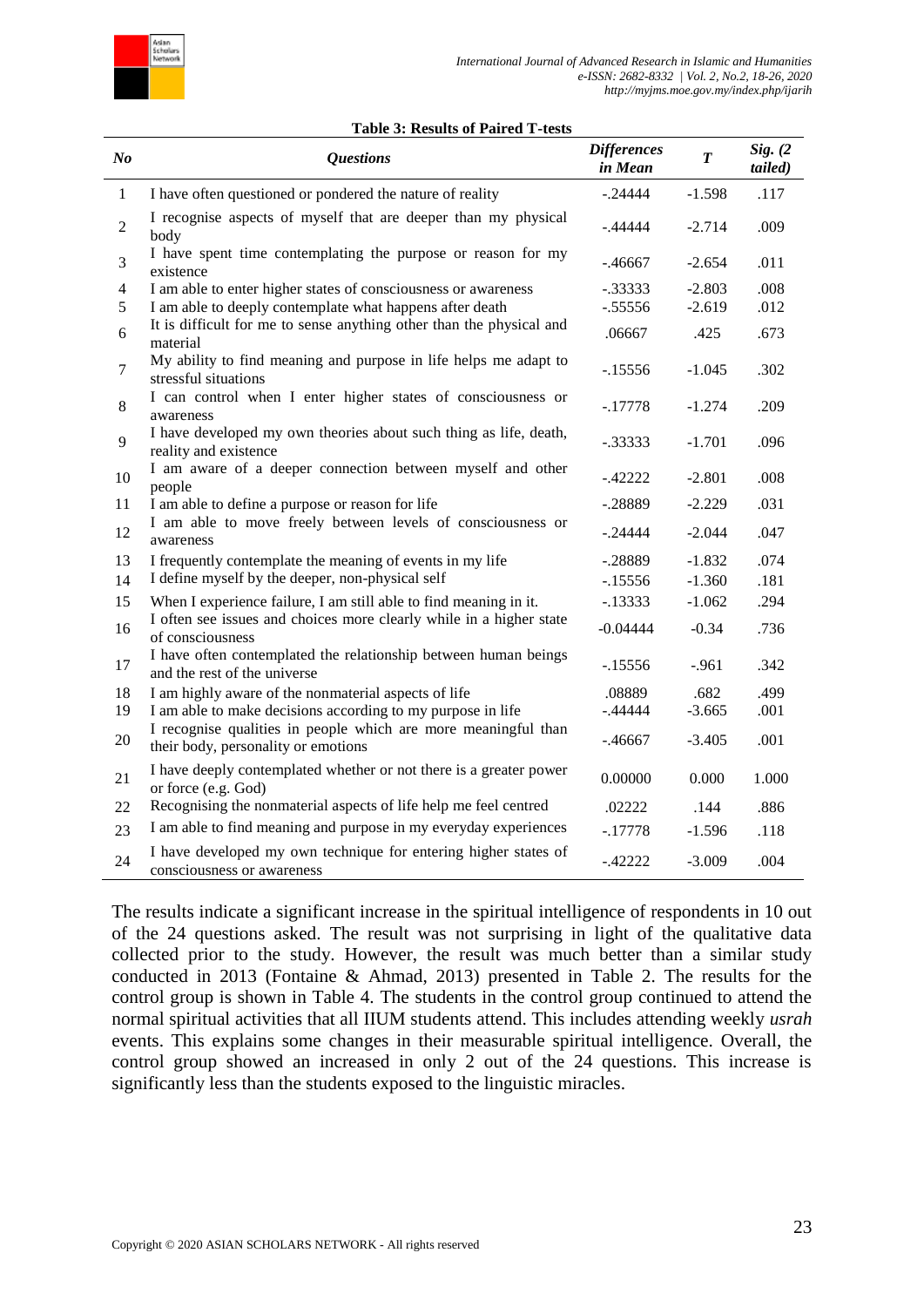**Table 3: Results of Paired T-tests**

| *No* | *Questions* | *Differences in Mean* | *T* | *Sig. (2 tailed)* |
|---|---|---|---|---|
| 1 | I have often questioned or pondered the nature of reality | -.24444 | -1.598 | .117 |
| 2 | I recognise aspects of myself that are deeper than my physical body | -.44444 | -2.714 | .009 |
| 3 | I have spent time contemplating the purpose or reason for my existence | -.46667 | -2.654 | .011 |
| 4 | I am able to enter higher states of consciousness or awareness | -.33333 | -2.803 | .008 |
| 5 | I am able to deeply contemplate what happens after death | -.55556 | -2.619 | .012 |
| 6 | It is difficult for me to sense anything other than the physical and material | .06667 | .425 | .673 |
| 7 | My ability to find meaning and purpose in life helps me adapt to stressful situations | -.15556 | -1.045 | .302 |
| 8 | I can control when I enter higher states of consciousness or awareness | -.17778 | -1.274 | .209 |
| 9 | I have developed my own theories about such thing as life, death, reality and existence | -.33333 | -1.701 | .096 |
| 10 | I am aware of a deeper connection between myself and other people | -.42222 | -2.801 | .008 |
| 11 | I am able to define a purpose or reason for life | -.28889 | -2.229 | .031 |
| 12 | I am able to move freely between levels of consciousness or awareness | -.24444 | -2.044 | .047 |
| 13 | I frequently contemplate the meaning of events in my life | -.28889 | -1.832 | .074 |
| 14 | I define myself by the deeper, non-physical self | -.15556 | -1.360 | .181 |
| 15 | When I experience failure, I am still able to find meaning in it. | -.13333 | -1.062 | .294 |
| 16 | I often see issues and choices more clearly while in a higher state of consciousness | -0.04444 | -0.34 | .736 |
| 17 | I have often contemplated the relationship between human beings and the rest of the universe | -.15556 | -.961 | .342 |
| 18 | I am highly aware of the nonmaterial aspects of life | .08889 | .682 | .499 |
| 19 | I am able to make decisions according to my purpose in life | -.44444 | -3.665 | .001 |
| 20 | I recognise qualities in people which are more meaningful than their body, personality or emotions | -.46667 | -3.405 | .001 |
| 21 | I have deeply contemplated whether or not there is a greater power or force (e.g. God) | 0.00000 | 0.000 | 1.000 |
| 22 | Recognising the nonmaterial aspects of life help me feel centred | .02222 | .144 | .886 |
| 23 | I am able to find meaning and purpose in my everyday experiences | -.17778 | -1.596 | .118 |
| 24 | I have developed my own technique for entering higher states of consciousness or awareness | -.42222 | -3.009 | .004 |

The results indicate a significant increase in the spiritual intelligence of respondents in 10 out of the 24 questions asked. The result was not surprising in light of the qualitative data collected prior to the study. However, the result was much better than a similar study conducted in 2013 (Fontaine & Ahmad, 2013) presented in Table 2. The results for the control group is shown in Table 4. The students in the control group continued to attend the normal spiritual activities that all IIUM students attend. This includes attending weekly *usrah* events. This explains some changes in their measurable spiritual intelligence. Overall, the control group showed an increased in only 2 out of the 24 questions. This increase is significantly less than the students exposed to the linguistic miracles.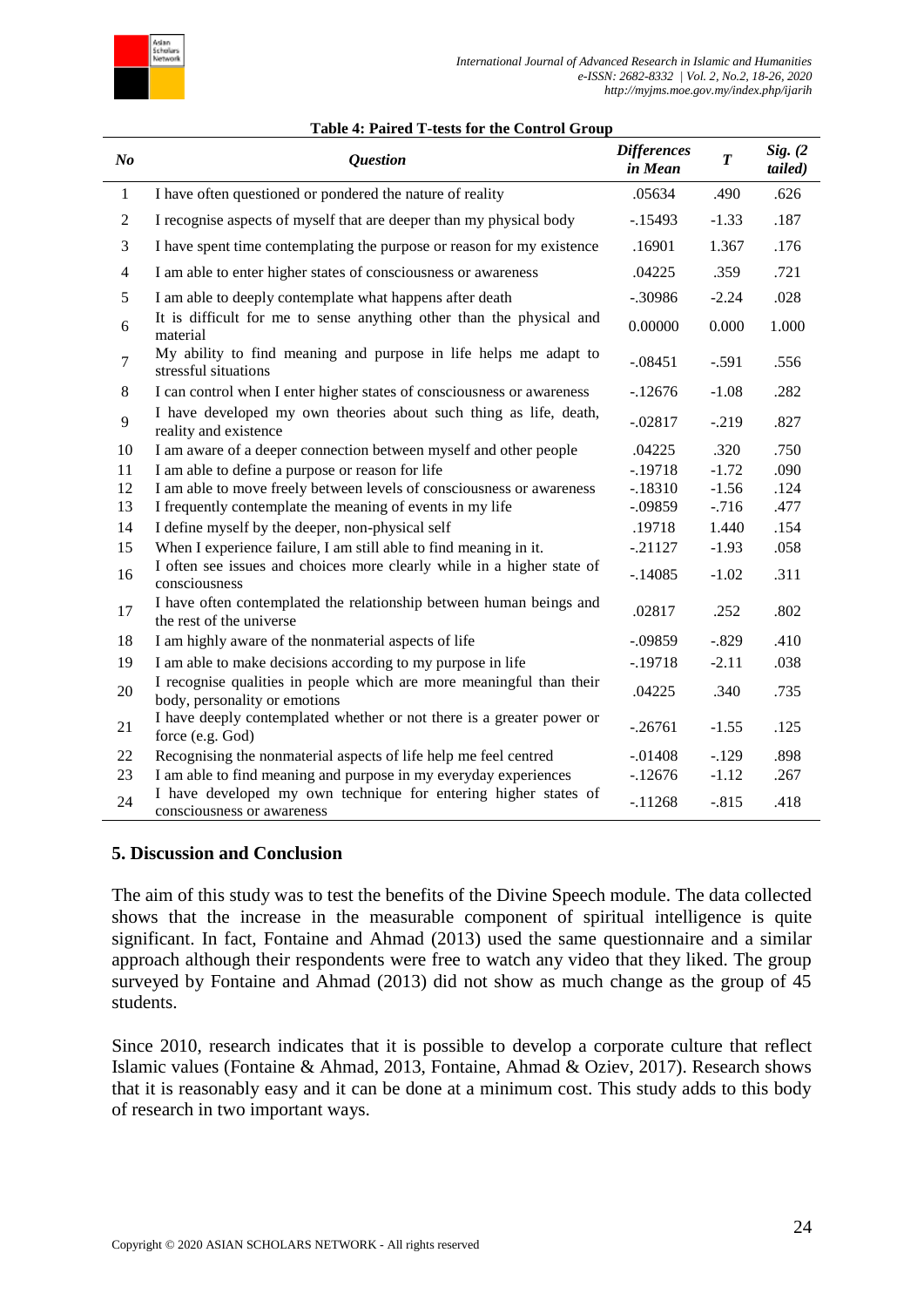**Table 4: Paired T-tests for the Control Group**

| No | Question | Differences in Mean | T | Sig. (2 tailed) |
|---|---|---|---|---|
| 1 | I have often questioned or pondered the nature of reality | .05634 | .490 | .626 |
| 2 | I recognise aspects of myself that are deeper than my physical body | -.15493 | -1.33 | .187 |
| 3 | I have spent time contemplating the purpose or reason for my existence | .16901 | 1.367 | .176 |
| 4 | I am able to enter higher states of consciousness or awareness | .04225 | .359 | .721 |
| 5 | I am able to deeply contemplate what happens after death | -.30986 | -2.24 | .028 |
| 6 | It is difficult for me to sense anything other than the physical and material | 0.00000 | 0.000 | 1.000 |
| 7 | My ability to find meaning and purpose in life helps me adapt to stressful situations | -.08451 | -.591 | .556 |
| 8 | I can control when I enter higher states of consciousness or awareness | -.12676 | -1.08 | .282 |
| 9 | I have developed my own theories about such thing as life, death, reality and existence | -.02817 | -.219 | .827 |
| 10 | I am aware of a deeper connection between myself and other people | .04225 | .320 | .750 |
| 11 | I am able to define a purpose or reason for life | -.19718 | -1.72 | .090 |
| 12 | I am able to move freely between levels of consciousness or awareness | -.18310 | -1.56 | .124 |
| 13 | I frequently contemplate the meaning of events in my life | -.09859 | -.716 | .477 |
| 14 | I define myself by the deeper, non-physical self | .19718 | 1.440 | .154 |
| 15 | When I experience failure, I am still able to find meaning in it. | -.21127 | -1.93 | .058 |
| 16 | I often see issues and choices more clearly while in a higher state of consciousness | -.14085 | -1.02 | .311 |
| 17 | I have often contemplated the relationship between human beings and the rest of the universe | .02817 | .252 | .802 |
| 18 | I am highly aware of the nonmaterial aspects of life | -.09859 | -.829 | .410 |
| 19 | I am able to make decisions according to my purpose in life | -.19718 | -2.11 | .038 |
| 20 | I recognise qualities in people which are more meaningful than their body, personality or emotions | .04225 | .340 | .735 |
| 21 | I have deeply contemplated whether or not there is a greater power or force (e.g. God) | -.26761 | -1.55 | .125 |
| 22 | Recognising the nonmaterial aspects of life help me feel centred | -.01408 | -.129 | .898 |
| 23 | I am able to find meaning and purpose in my everyday experiences | -.12676 | -1.12 | .267 |
| 24 | I have developed my own technique for entering higher states of consciousness or awareness | -.11268 | -.815 | .418 |

## 5. Discussion and Conclusion

The aim of this study was to test the benefits of the Divine Speech module. The data collected shows that the increase in the measurable component of spiritual intelligence is quite significant. In fact, Fontaine and Ahmad (2013) used the same questionnaire and a similar approach although their respondents were free to watch any video that they liked. The group surveyed by Fontaine and Ahmad (2013) did not show as much change as the group of 45 students.

Since 2010, research indicates that it is possible to develop a corporate culture that reflect Islamic values (Fontaine & Ahmad, 2013, Fontaine, Ahmad & Oziev, 2017). Research shows that it is reasonably easy and it can be done at a minimum cost. This study adds to this body of research in two important ways.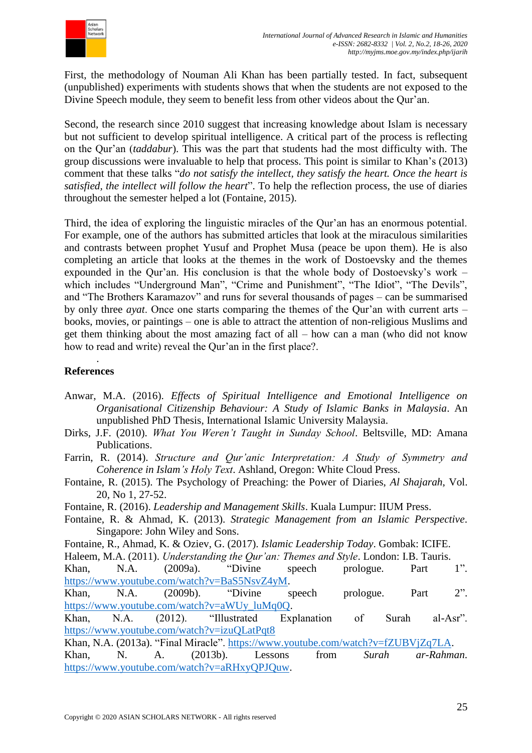First, the methodology of Nouman Ali Khan has been partially tested. In fact, subsequent (unpublished) experiments with students shows that when the students are not exposed to the Divine Speech module, they seem to benefit less from other videos about the Qur'an.

Second, the research since 2010 suggest that increasing knowledge about Islam is necessary but not sufficient to develop spiritual intelligence. A critical part of the process is reflecting on the Qur'an (*taddabur*). This was the part that students had the most difficulty with. The group discussions were invaluable to help that process. This point is similar to Khan's (2013) comment that these talks "*do not satisfy the intellect, they satisfy the heart. Once the heart is satisfied, the intellect will follow the heart*". To help the reflection process, the use of diaries throughout the semester helped a lot (Fontaine, 2015).

Third, the idea of exploring the linguistic miracles of the Qur'an has an enormous potential. For example, one of the authors has submitted articles that look at the miraculous similarities and contrasts between prophet Yusuf and Prophet Musa (peace be upon them). He is also completing an article that looks at the themes in the work of Dostoevsky and the themes expounded in the Qur'an. His conclusion is that the whole body of Dostoevsky's work – which includes "Underground Man", "Crime and Punishment", "The Idiot", "The Devils", and "The Brothers Karamazov" and runs for several thousands of pages – can be summarised by only three *ayat*. Once one starts comparing the themes of the Qur'an with current arts – books, movies, or paintings – one is able to attract the attention of non-religious Muslims and get them thinking about the most amazing fact of all – how can a man (who did not know how to read and write) reveal the Qur'an in the first place?.

.

## References

Anwar, M.A. (2016). *Effects of Spiritual Intelligence and Emotional Intelligence on Organisational Citizenship Behaviour: A Study of Islamic Banks in Malaysia*. An unpublished PhD Thesis, International Islamic University Malaysia.

Dirks, J.F. (2010). *What You Weren't Taught in Sunday School*. Beltsville, MD: Amana Publications.

Farrin, R. (2014). *Structure and Qur'anic Interpretation: A Study of Symmetry and Coherence in Islam's Holy Text*. Ashland, Oregon: White Cloud Press.

Fontaine, R. (2015). The Psychology of Preaching: the Power of Diaries, *Al Shajarah*, Vol. 20, No 1, 27-52.

Fontaine, R. (2016). *Leadership and Management Skills*. Kuala Lumpur: IIUM Press.

Fontaine, R. & Ahmad, K. (2013). *Strategic Management from an Islamic Perspective*. Singapore: John Wiley and Sons.

Fontaine, R., Ahmad, K. & Oziev, G. (2017). *Islamic Leadership Today*. Gombak: ICIFE.

Haleem, M.A. (2011). *Understanding the Qur'an: Themes and Style*. London: I.B. Tauris.

Khan, N.A. (2009a). "Divine speech prologue. Part 1". https://www.youtube.com/watch?v=BaS5NsvZ4yM.

Khan, N.A. (2009b). "Divine speech prologue. Part 2". https://www.youtube.com/watch?v=aWUy_luMq0Q.

Khan, N.A. (2012). "Illustrated Explanation of Surah al-Asr". https://www.youtube.com/watch?v=izuQLatPqt8

Khan, N.A. (2013a). "Final Miracle". https://www.youtube.com/watch?v=fZUBVjZq7LA.

Khan, N. A. (2013b). Lessons from *Surah ar-Rahman*. https://www.youtube.com/watch?v=aRHxyQPJQuw.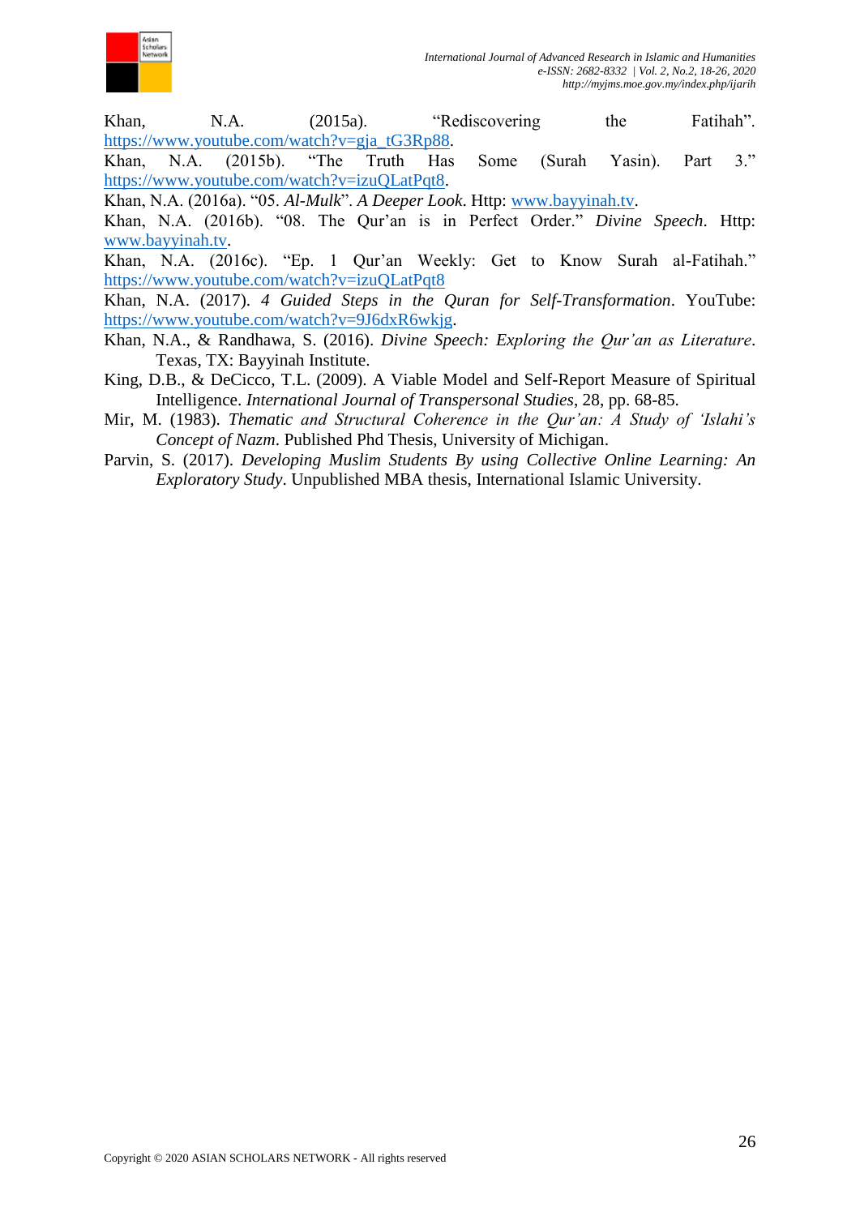Khan, N.A. (2015a). “Rediscovering the Fatihah”. https://www.youtube.com/watch?v=gja_tG3Rp88.

Khan, N.A. (2015b). “The Truth Has Some (Surah Yasin). Part 3.” https://www.youtube.com/watch?v=izuQLatPqt8.

Khan, N.A. (2016a). “05. *Al-Mulk*”. *A Deeper Look*. Http: www.bayyinah.tv.

Khan, N.A. (2016b). “08. The Qur’an is in Perfect Order.” *Divine Speech*. Http: www.bayyinah.tv.

Khan, N.A. (2016c). “Ep. 1 Qur’an Weekly: Get to Know Surah al-Fatihah.” https://www.youtube.com/watch?v=izuQLatPqt8

Khan, N.A. (2017). *4 Guided Steps in the Quran for Self-Transformation*. YouTube: https://www.youtube.com/watch?v=9J6dxR6wkjg.

Khan, N.A., & Randhawa, S. (2016). *Divine Speech: Exploring the Qur’an as Literature*. Texas, TX: Bayyinah Institute.

King, D.B., & DeCicco, T.L. (2009). A Viable Model and Self-Report Measure of Spiritual Intelligence. *International Journal of Transpersonal Studies*, 28, pp. 68-85.

Mir, M. (1983). *Thematic and Structural Coherence in the Qur’an: A Study of ‘Islahi’s Concept of Nazm*. Published Phd Thesis, University of Michigan.

Parvin, S. (2017). *Developing Muslim Students By using Collective Online Learning: An Exploratory Study*. Unpublished MBA thesis, International Islamic University.